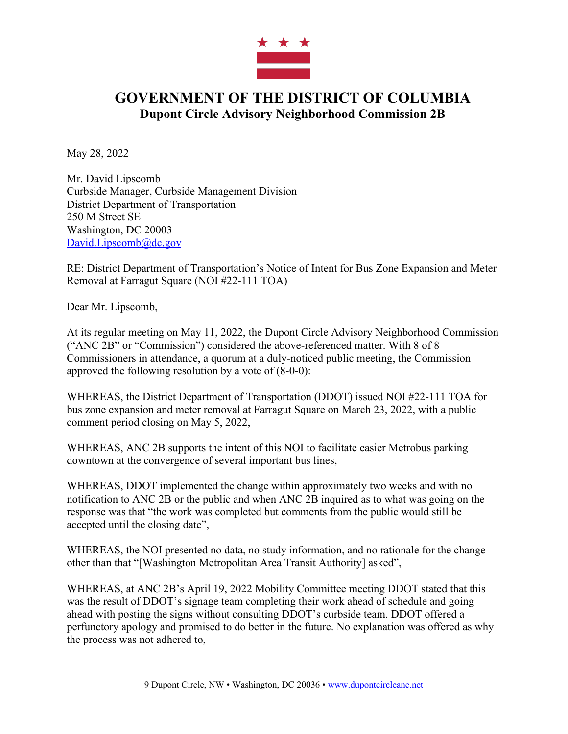# GOVERNMENT OF THE DISTRICT OF COLUMBIA
## Dupont Circle Advisory Neighborhood Commission 2B

May 28, 2022

Mr. David Lipscomb
Curbside Manager, Curbside Management Division
District Department of Transportation
250 M Street SE
Washington, DC 20003
David.Lipscomb@dc.gov

RE: District Department of Transportation's Notice of Intent for Bus Zone Expansion and Meter Removal at Farragut Square (NOI #22-111 TOA)

Dear Mr. Lipscomb,

At its regular meeting on May 11, 2022, the Dupont Circle Advisory Neighborhood Commission ("ANC 2B" or "Commission") considered the above-referenced matter. With 8 of 8 Commissioners in attendance, a quorum at a duly-noticed public meeting, the Commission approved the following resolution by a vote of (8-0-0):

WHEREAS, the District Department of Transportation (DDOT) issued NOI #22-111 TOA for bus zone expansion and meter removal at Farragut Square on March 23, 2022, with a public comment period closing on May 5, 2022,

WHEREAS, ANC 2B supports the intent of this NOI to facilitate easier Metrobus parking downtown at the convergence of several important bus lines,

WHEREAS, DDOT implemented the change within approximately two weeks and with no notification to ANC 2B or the public and when ANC 2B inquired as to what was going on the response was that "the work was completed but comments from the public would still be accepted until the closing date",

WHEREAS, the NOI presented no data, no study information, and no rationale for the change other than that "[Washington Metropolitan Area Transit Authority] asked",

WHEREAS, at ANC 2B's April 19, 2022 Mobility Committee meeting DDOT stated that this was the result of DDOT's signage team completing their work ahead of schedule and going ahead with posting the signs without consulting DDOT's curbside team. DDOT offered a perfunctory apology and promised to do better in the future. No explanation was offered as why the process was not adhered to,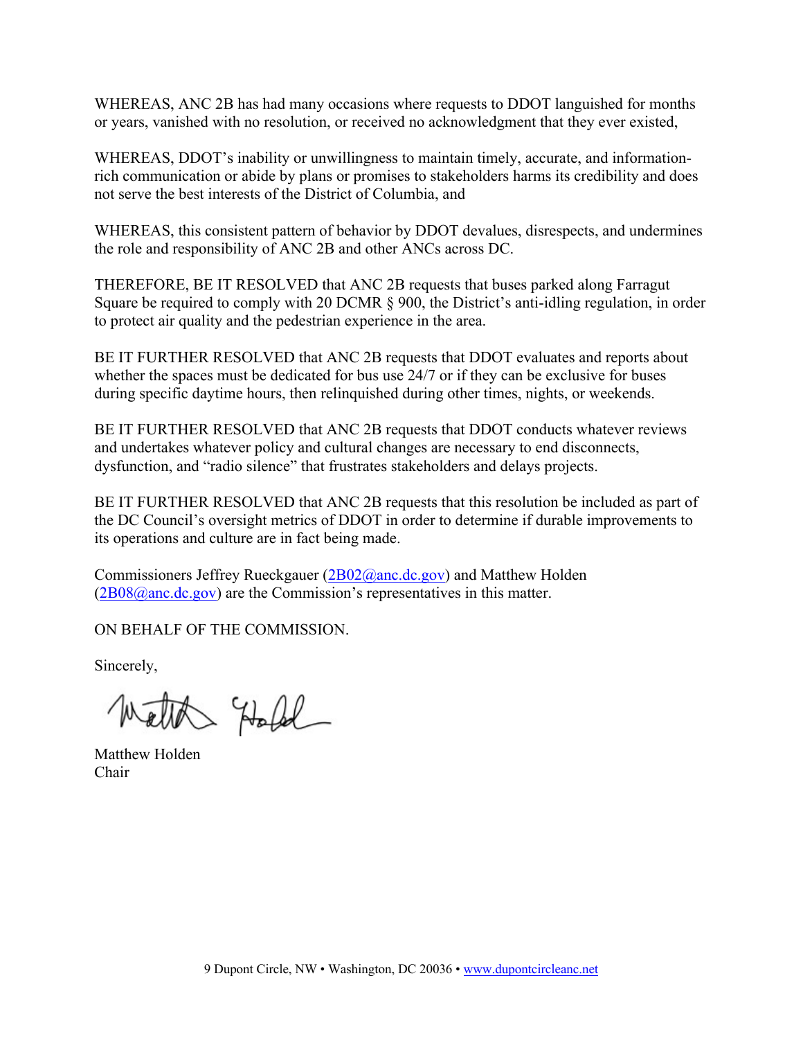WHEREAS, ANC 2B has had many occasions where requests to DDOT languished for months or years, vanished with no resolution, or received no acknowledgment that they ever existed,

WHEREAS, DDOT's inability or unwillingness to maintain timely, accurate, and information-rich communication or abide by plans or promises to stakeholders harms its credibility and does not serve the best interests of the District of Columbia, and

WHEREAS, this consistent pattern of behavior by DDOT devalues, disrespects, and undermines the role and responsibility of ANC 2B and other ANCs across DC.

THEREFORE, BE IT RESOLVED that ANC 2B requests that buses parked along Farragut Square be required to comply with 20 DCMR § 900, the District's anti-idling regulation, in order to protect air quality and the pedestrian experience in the area.

BE IT FURTHER RESOLVED that ANC 2B requests that DDOT evaluates and reports about whether the spaces must be dedicated for bus use 24/7 or if they can be exclusive for buses during specific daytime hours, then relinquished during other times, nights, or weekends.

BE IT FURTHER RESOLVED that ANC 2B requests that DDOT conducts whatever reviews and undertakes whatever policy and cultural changes are necessary to end disconnects, dysfunction, and "radio silence" that frustrates stakeholders and delays projects.

BE IT FURTHER RESOLVED that ANC 2B requests that this resolution be included as part of the DC Council's oversight metrics of DDOT in order to determine if durable improvements to its operations and culture are in fact being made.

Commissioners Jeffrey Rueckgauer (2B02@anc.dc.gov) and Matthew Holden (2B08@anc.dc.gov) are the Commission's representatives in this matter.

ON BEHALF OF THE COMMISSION.

Sincerely,

Matthew Holden
Chair